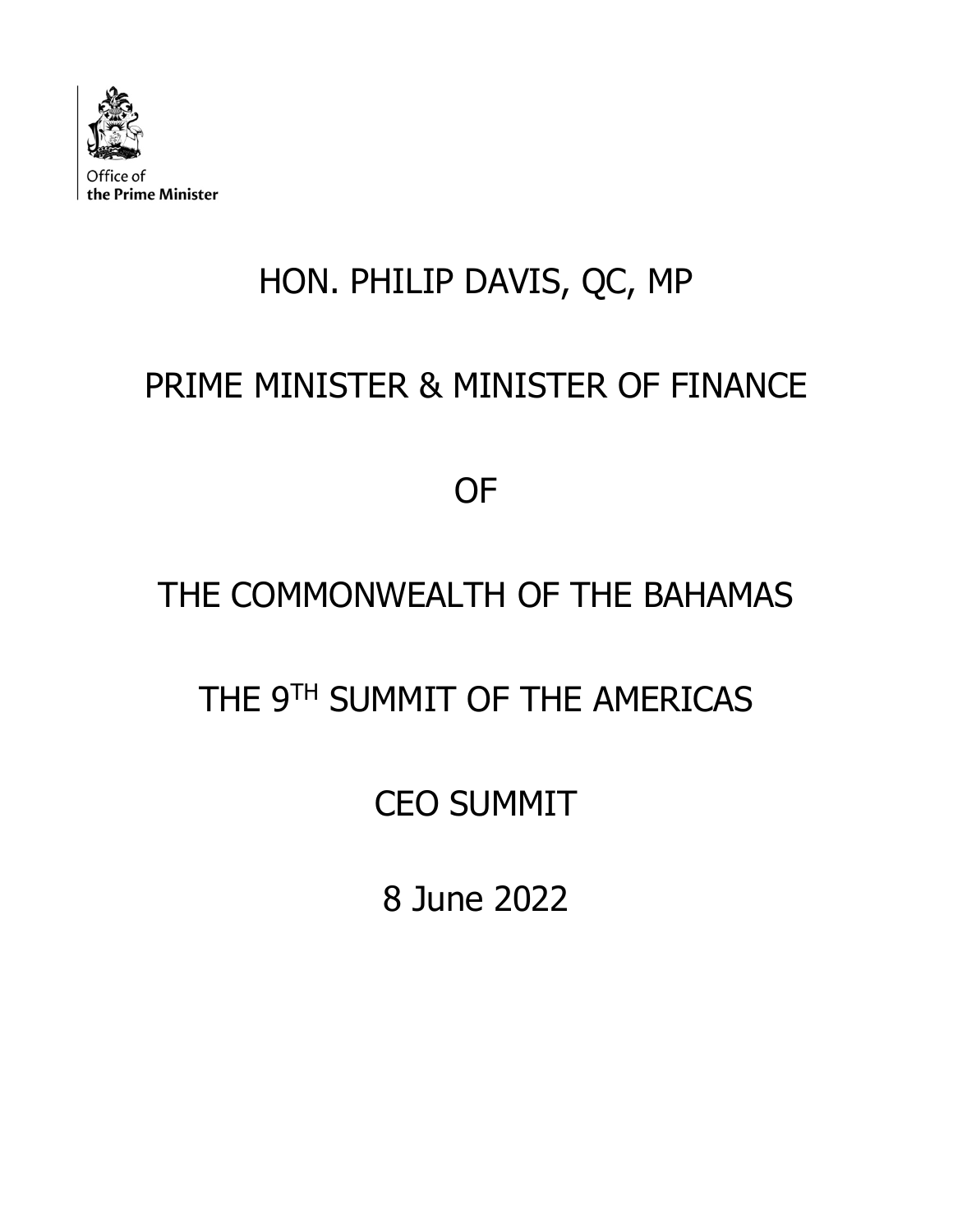Office of
**the Prime Minister**

# HON. PHILIP DAVIS, QC, MP

## PRIME MINISTER & MINISTER OF FINANCE

## OF

## THE COMMONWEALTH OF THE BAHAMAS

## THE 9TH SUMMIT OF THE AMERICAS

## CEO SUMMIT

## 8 June 2022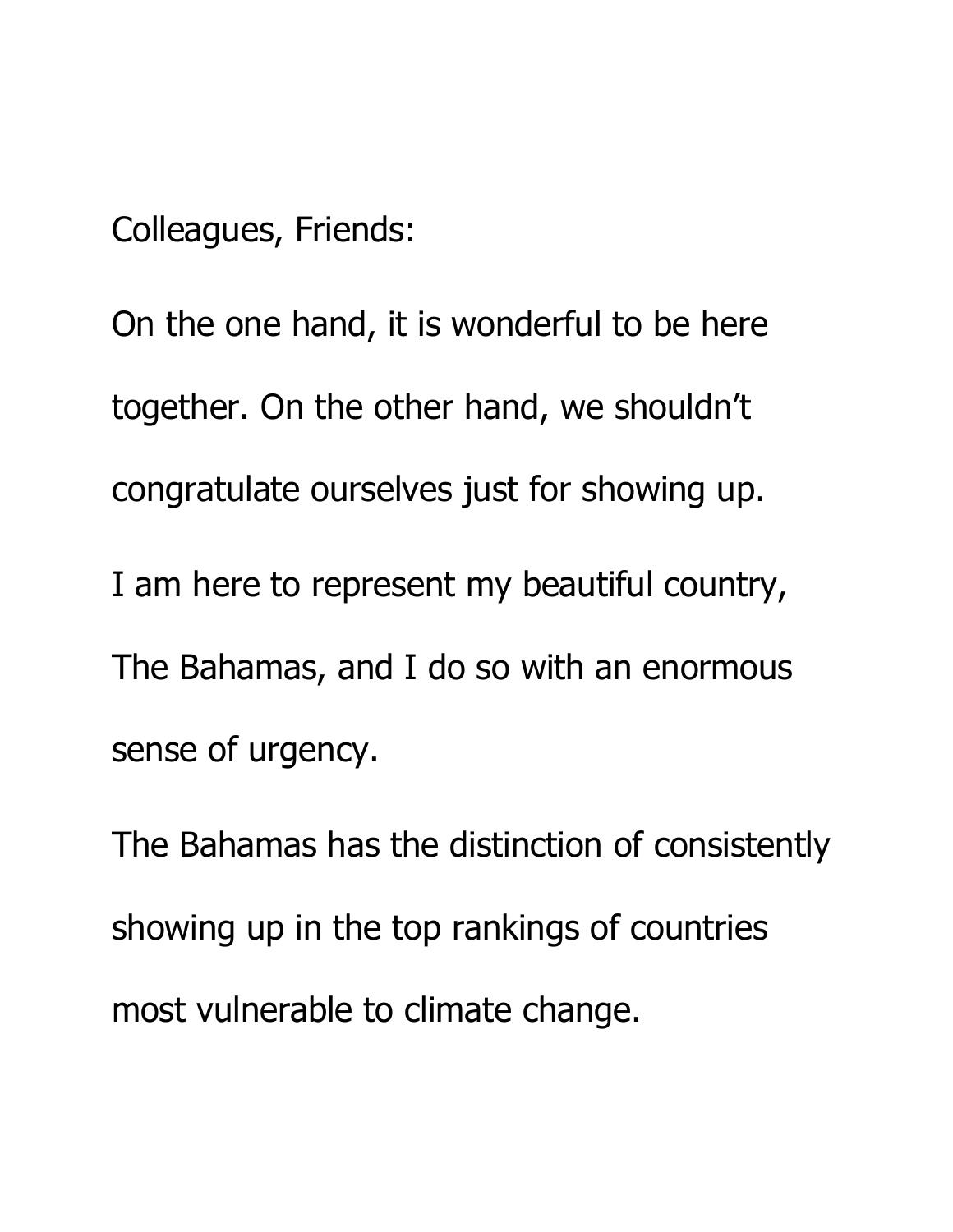Colleagues, Friends:

On the one hand, it is wonderful to be here together. On the other hand, we shouldn’t congratulate ourselves just for showing up.

I am here to represent my beautiful country, The Bahamas, and I do so with an enormous sense of urgency.

The Bahamas has the distinction of consistently showing up in the top rankings of countries most vulnerable to climate change.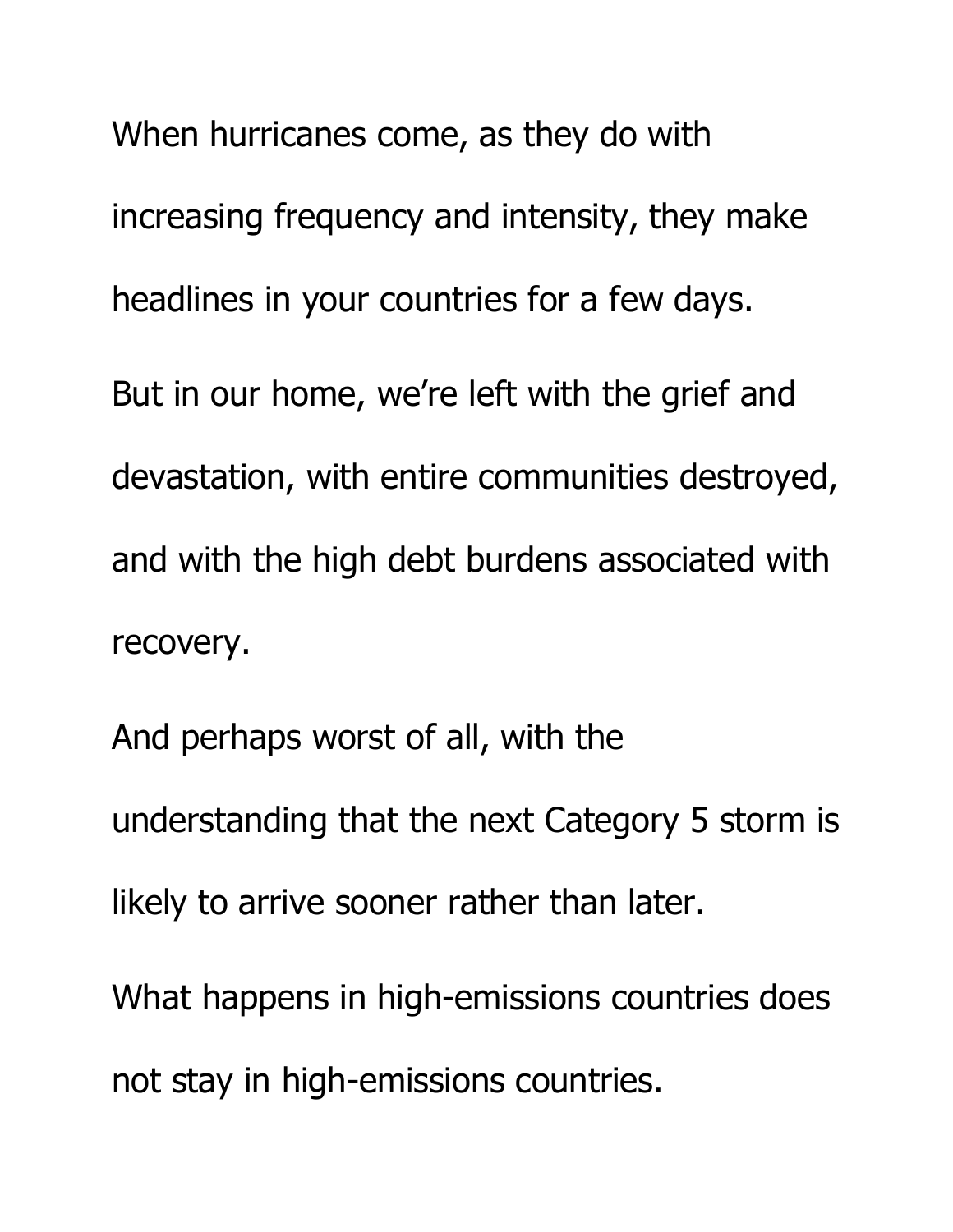When hurricanes come, as they do with increasing frequency and intensity, they make headlines in your countries for a few days.

But in our home, we're left with the grief and devastation, with entire communities destroyed, and with the high debt burdens associated with recovery.

And perhaps worst of all, with the understanding that the next Category 5 storm is likely to arrive sooner rather than later.

What happens in high-emissions countries does not stay in high-emissions countries.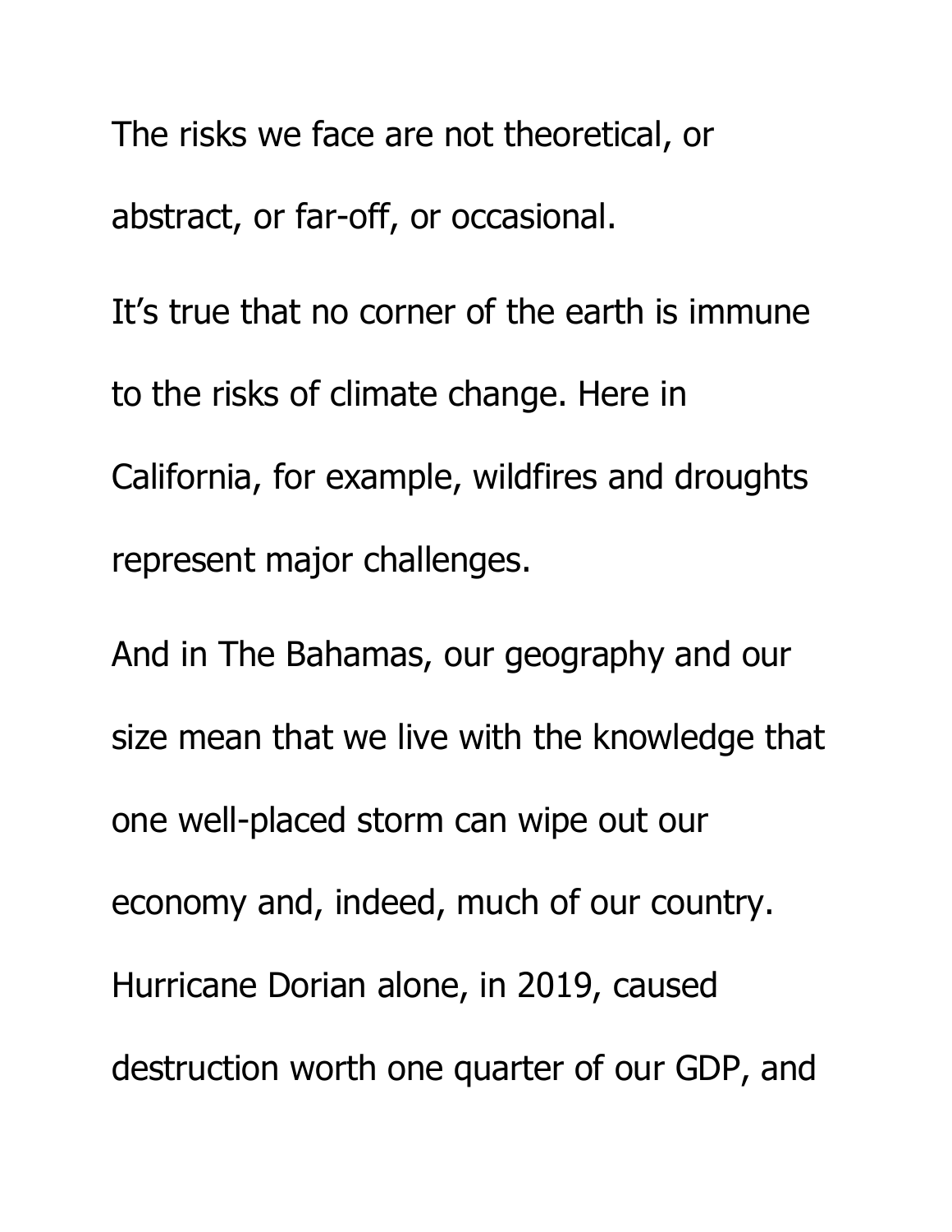The risks we face are not theoretical, or abstract, or far-off, or occasional.

It’s true that no corner of the earth is immune to the risks of climate change. Here in California, for example, wildfires and droughts represent major challenges.

And in The Bahamas, our geography and our size mean that we live with the knowledge that one well-placed storm can wipe out our economy and, indeed, much of our country. Hurricane Dorian alone, in 2019, caused destruction worth one quarter of our GDP, and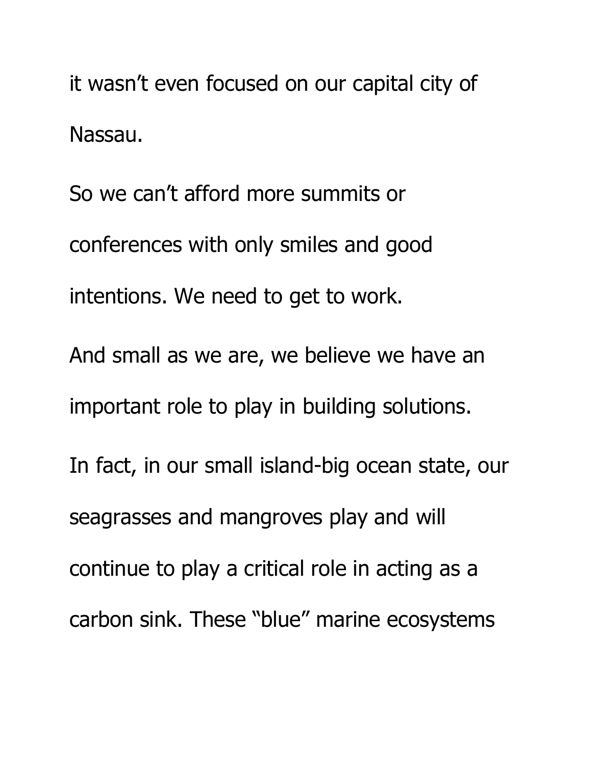it wasn't even focused on our capital city of Nassau.

So we can't afford more summits or conferences with only smiles and good intentions. We need to get to work.

And small as we are, we believe we have an important role to play in building solutions.

In fact, in our small island-big ocean state, our seagrasses and mangroves play and will continue to play a critical role in acting as a carbon sink. These "blue" marine ecosystems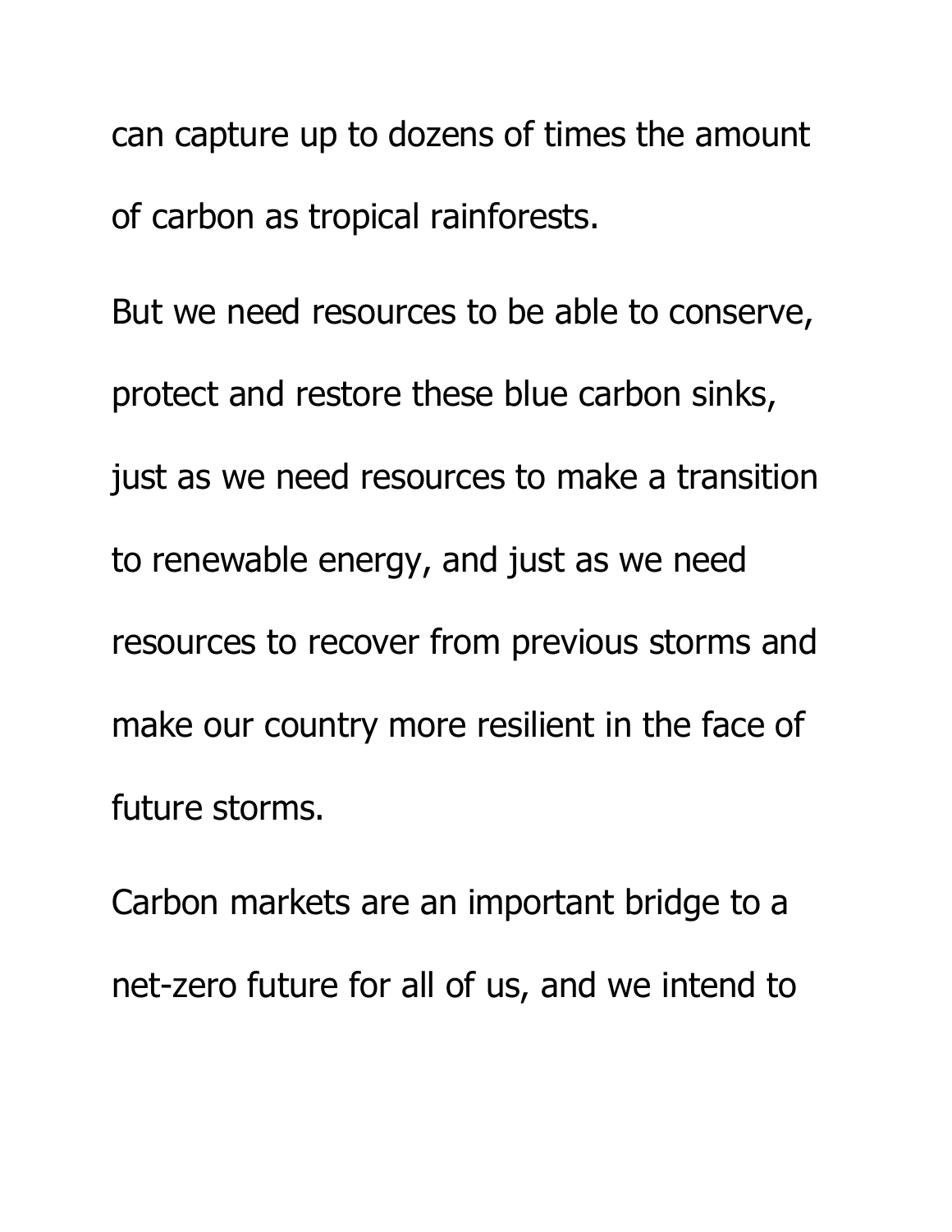can capture up to dozens of times the amount of carbon as tropical rainforests.

But we need resources to be able to conserve, protect and restore these blue carbon sinks, just as we need resources to make a transition to renewable energy, and just as we need resources to recover from previous storms and make our country more resilient in the face of future storms.

Carbon markets are an important bridge to a net-zero future for all of us, and we intend to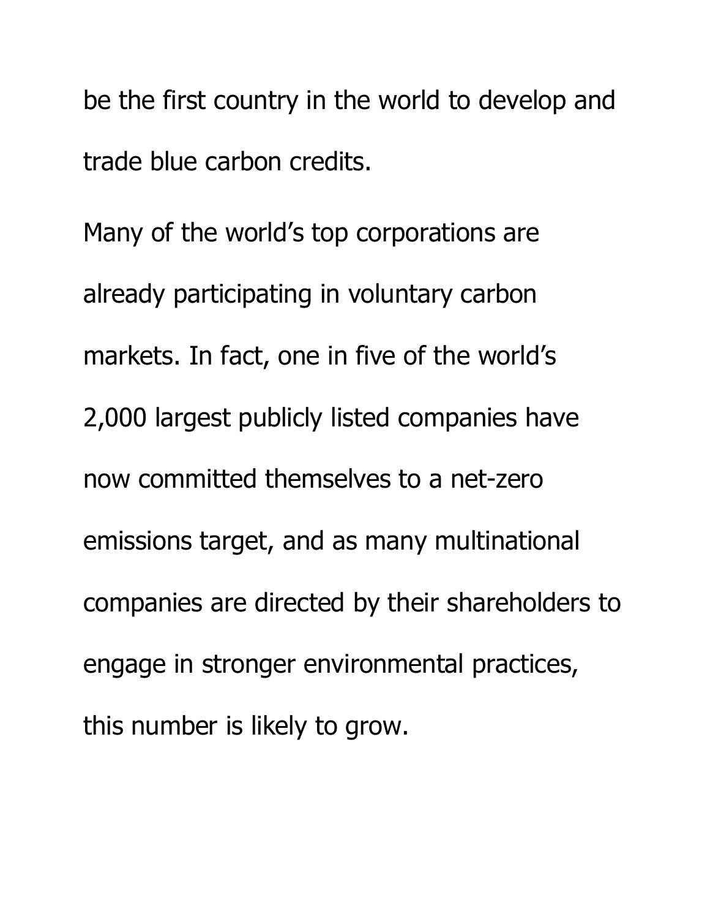be the first country in the world to develop and trade blue carbon credits.

Many of the world's top corporations are already participating in voluntary carbon markets. In fact, one in five of the world's 2,000 largest publicly listed companies have now committed themselves to a net-zero emissions target, and as many multinational companies are directed by their shareholders to engage in stronger environmental practices, this number is likely to grow.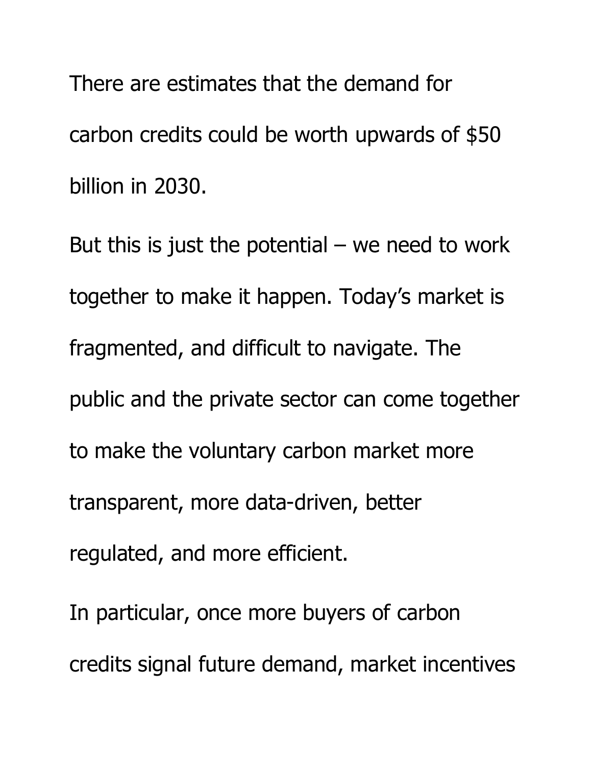There are estimates that the demand for carbon credits could be worth upwards of $50 billion in 2030.

But this is just the potential – we need to work together to make it happen. Today's market is fragmented, and difficult to navigate. The public and the private sector can come together to make the voluntary carbon market more transparent, more data-driven, better regulated, and more efficient.

In particular, once more buyers of carbon credits signal future demand, market incentives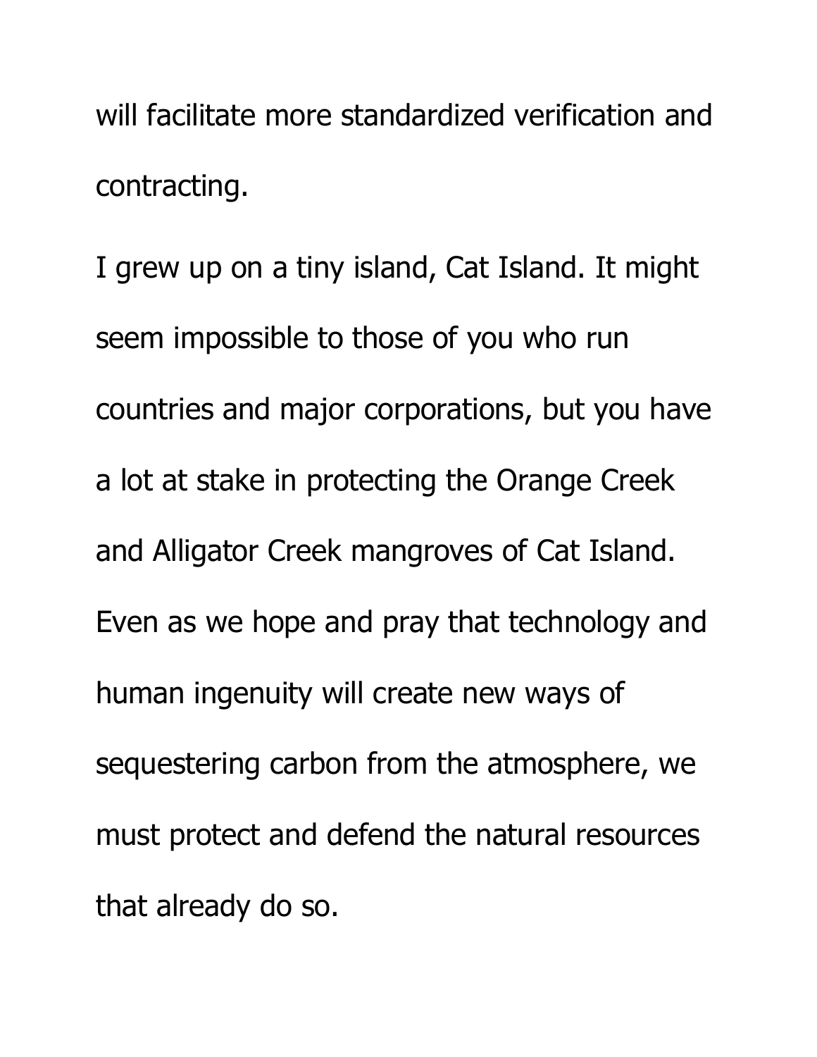will facilitate more standardized verification and contracting.

I grew up on a tiny island, Cat Island. It might seem impossible to those of you who run countries and major corporations, but you have a lot at stake in protecting the Orange Creek and Alligator Creek mangroves of Cat Island. Even as we hope and pray that technology and human ingenuity will create new ways of sequestering carbon from the atmosphere, we must protect and defend the natural resources that already do so.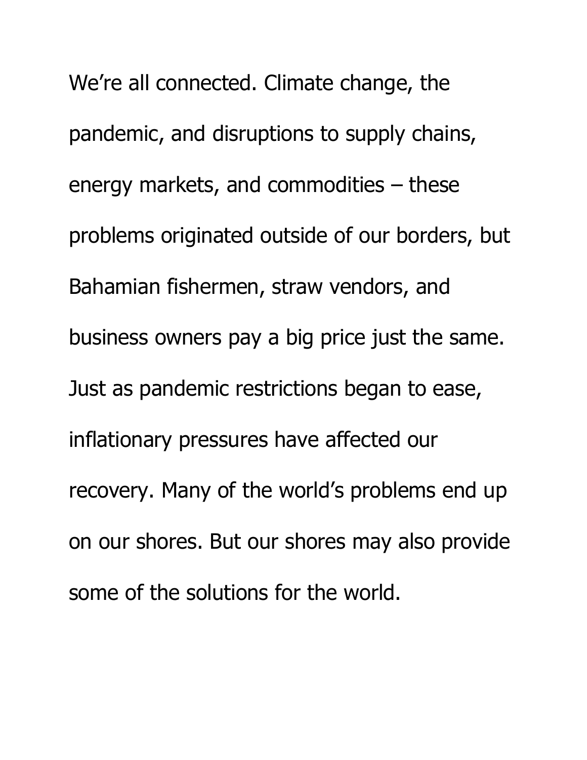We're all connected. Climate change, the pandemic, and disruptions to supply chains, energy markets, and commodities – these problems originated outside of our borders, but Bahamian fishermen, straw vendors, and business owners pay a big price just the same. Just as pandemic restrictions began to ease, inflationary pressures have affected our recovery. Many of the world's problems end up on our shores. But our shores may also provide some of the solutions for the world.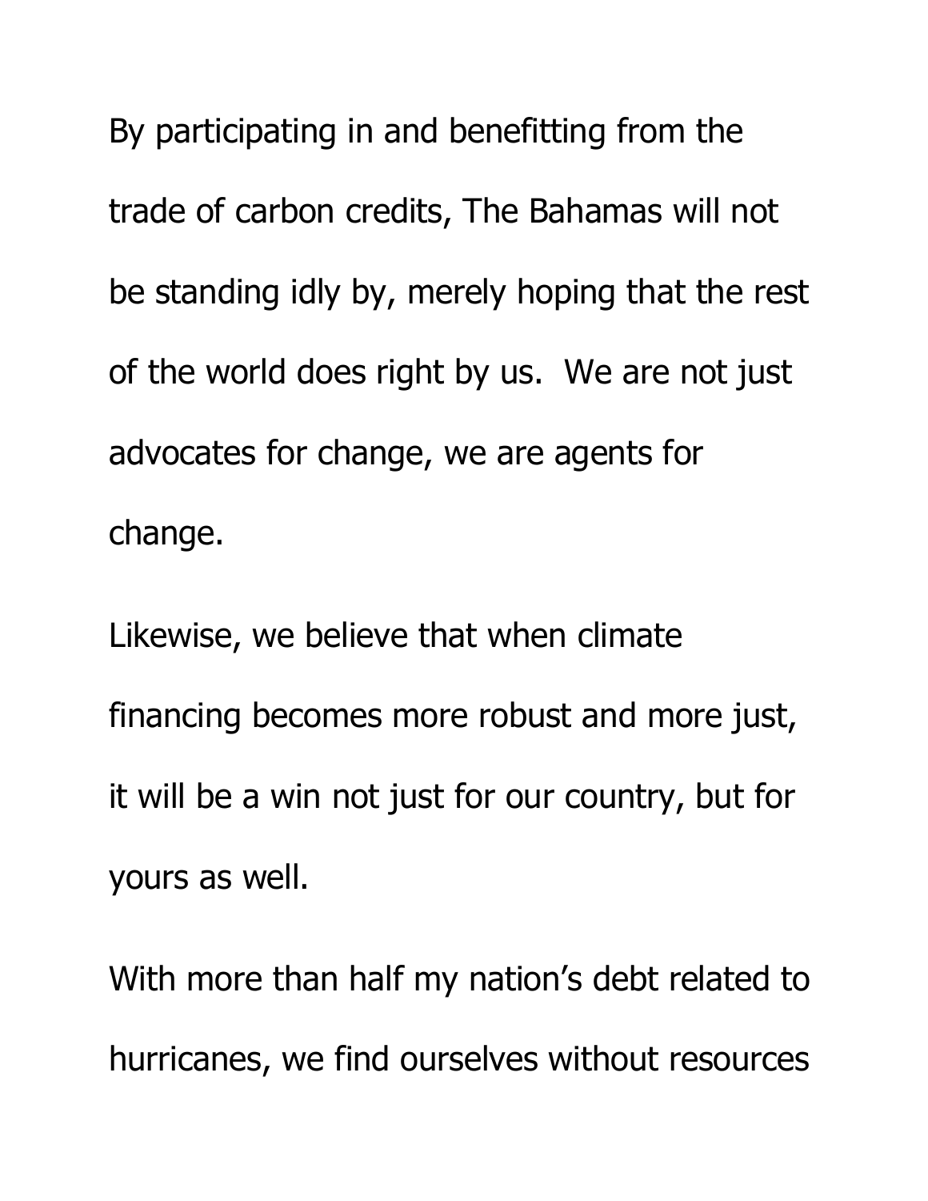By participating in and benefitting from the trade of carbon credits, The Bahamas will not be standing idly by, merely hoping that the rest of the world does right by us. We are not just advocates for change, we are agents for change.

Likewise, we believe that when climate financing becomes more robust and more just, it will be a win not just for our country, but for yours as well.

With more than half my nation's debt related to hurricanes, we find ourselves without resources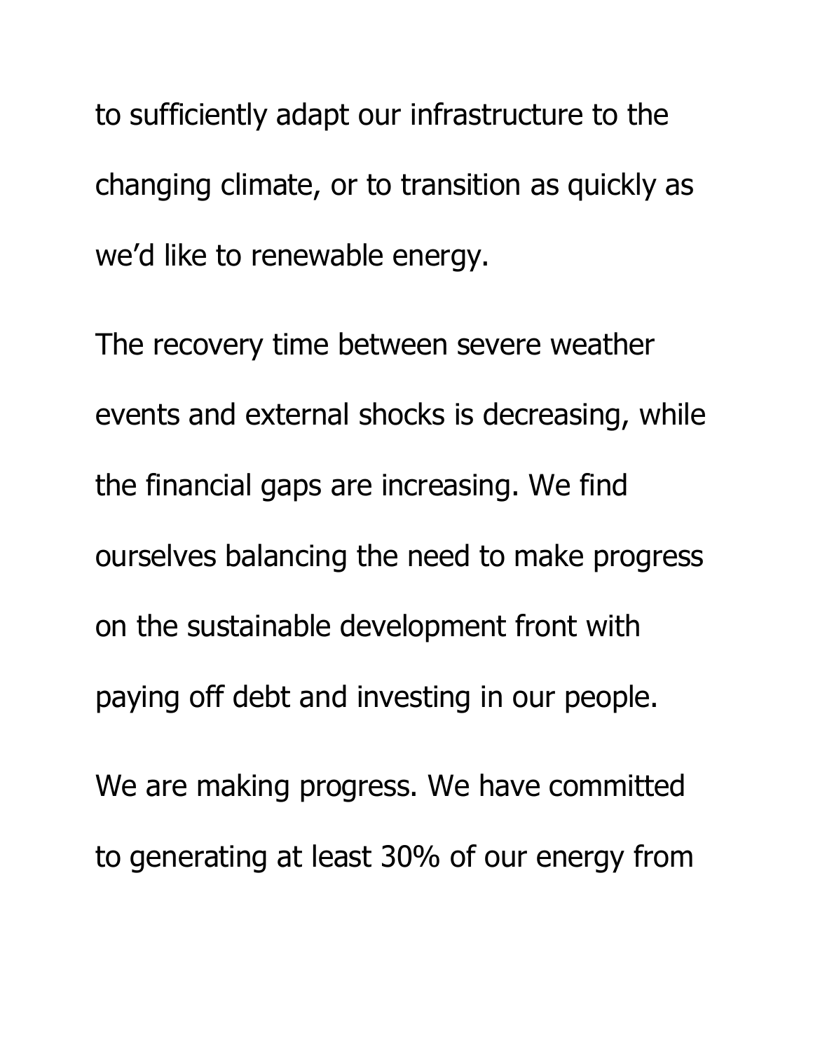to sufficiently adapt our infrastructure to the changing climate, or to transition as quickly as we'd like to renewable energy.

The recovery time between severe weather events and external shocks is decreasing, while the financial gaps are increasing. We find ourselves balancing the need to make progress on the sustainable development front with paying off debt and investing in our people.

We are making progress. We have committed to generating at least 30% of our energy from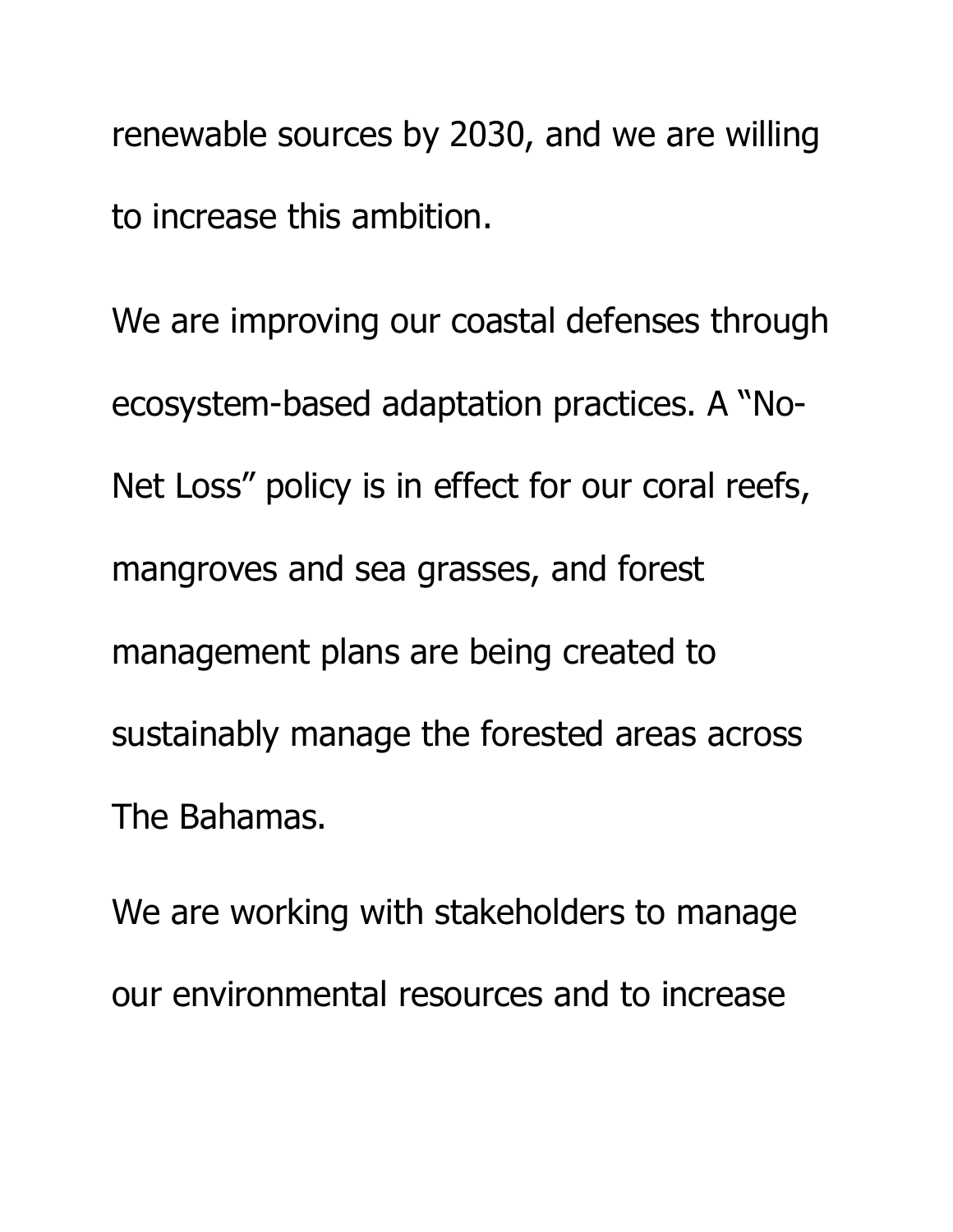renewable sources by 2030, and we are willing to increase this ambition.

We are improving our coastal defenses through ecosystem-based adaptation practices. A "No-Net Loss" policy is in effect for our coral reefs, mangroves and sea grasses, and forest management plans are being created to sustainably manage the forested areas across The Bahamas.

We are working with stakeholders to manage our environmental resources and to increase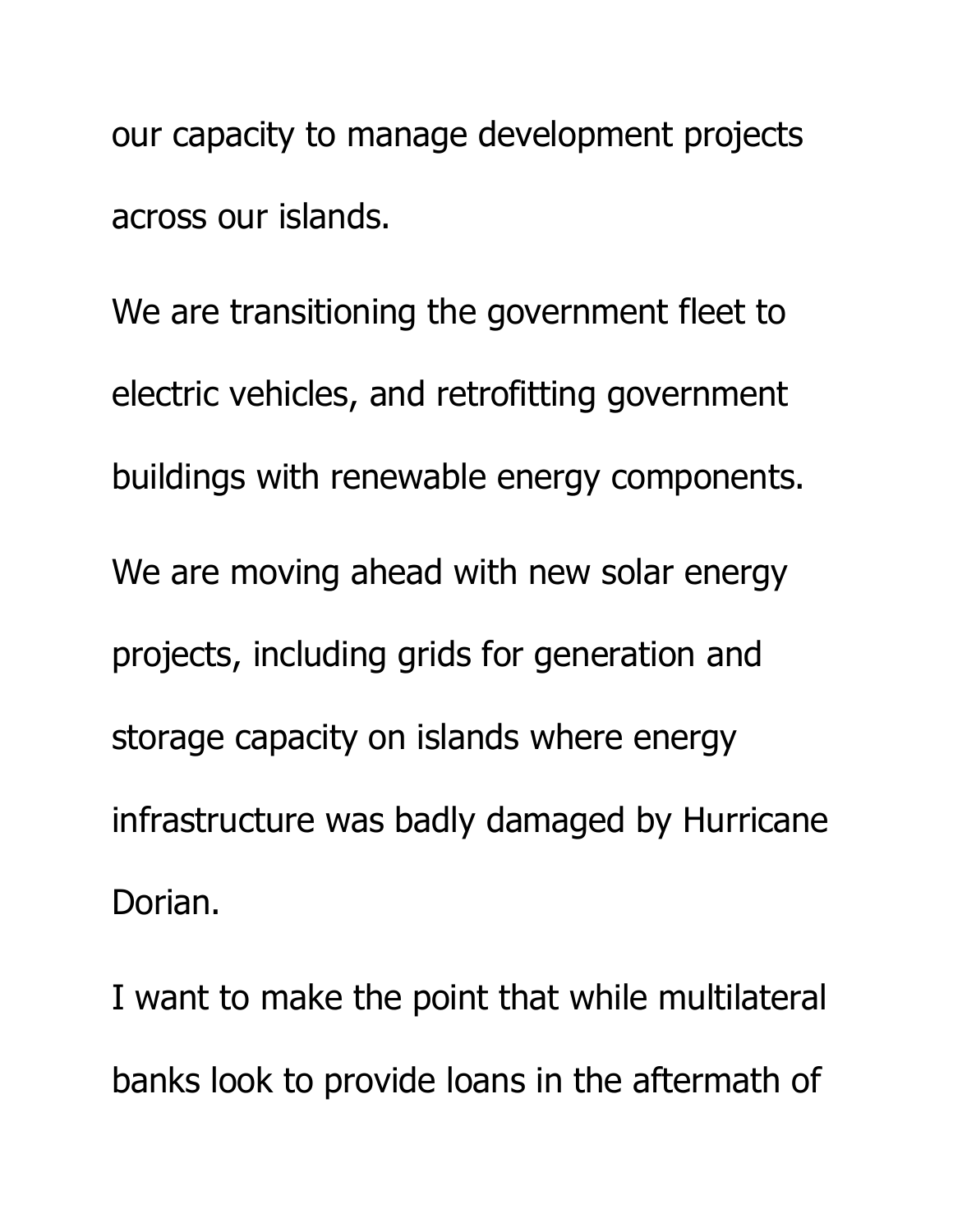our capacity to manage development projects across our islands.

We are transitioning the government fleet to electric vehicles, and retrofitting government buildings with renewable energy components.

We are moving ahead with new solar energy projects, including grids for generation and storage capacity on islands where energy infrastructure was badly damaged by Hurricane Dorian.

I want to make the point that while multilateral banks look to provide loans in the aftermath of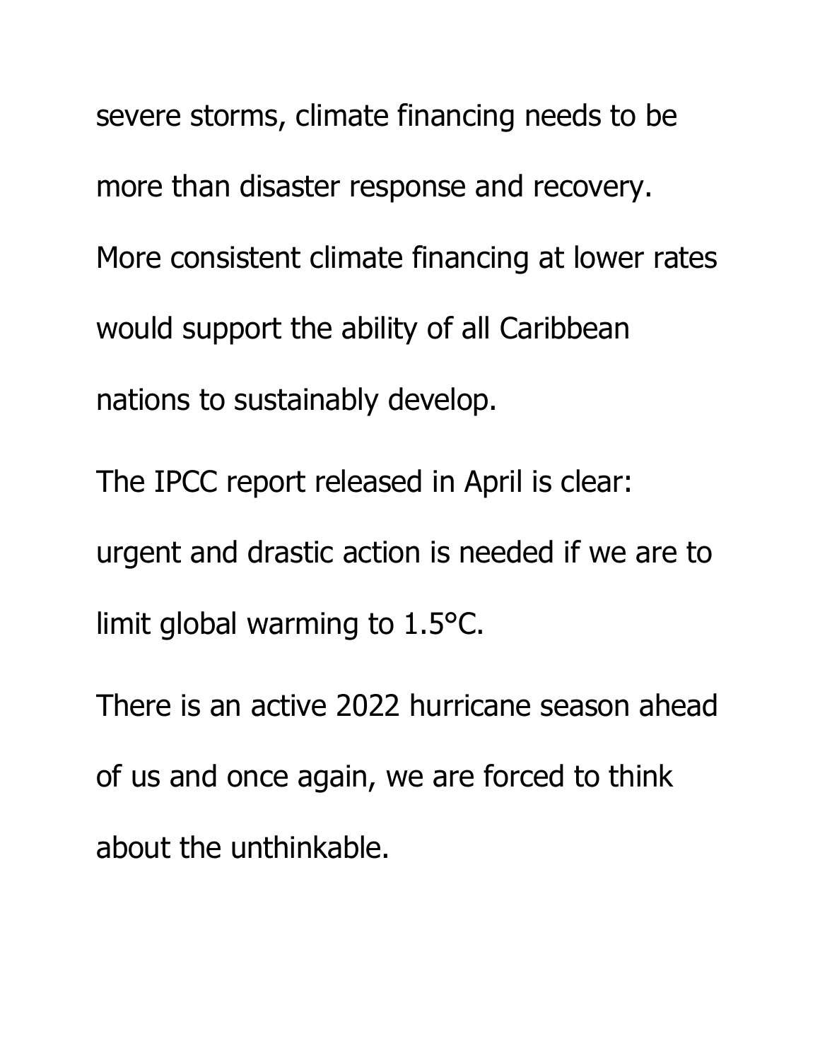severe storms, climate financing needs to be more than disaster response and recovery. More consistent climate financing at lower rates would support the ability of all Caribbean nations to sustainably develop.

The IPCC report released in April is clear: urgent and drastic action is needed if we are to limit global warming to 1.5°C.

There is an active 2022 hurricane season ahead of us and once again, we are forced to think about the unthinkable.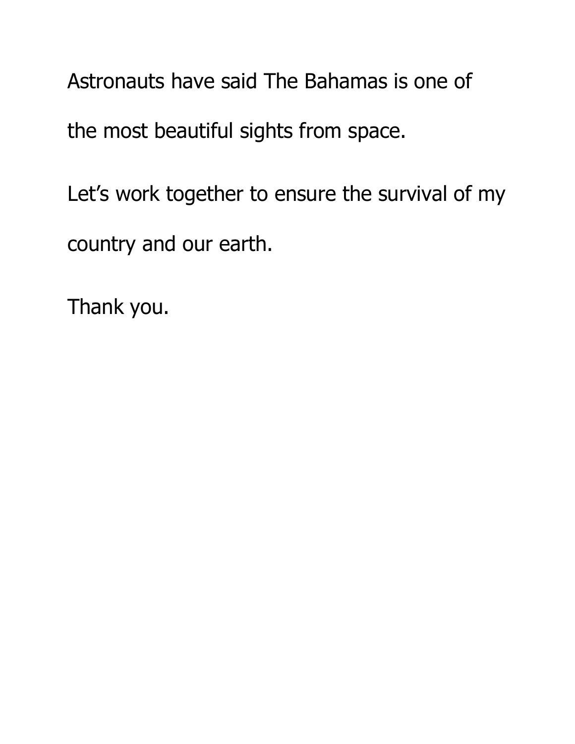Astronauts have said The Bahamas is one of the most beautiful sights from space.

Let's work together to ensure the survival of my country and our earth.

Thank you.